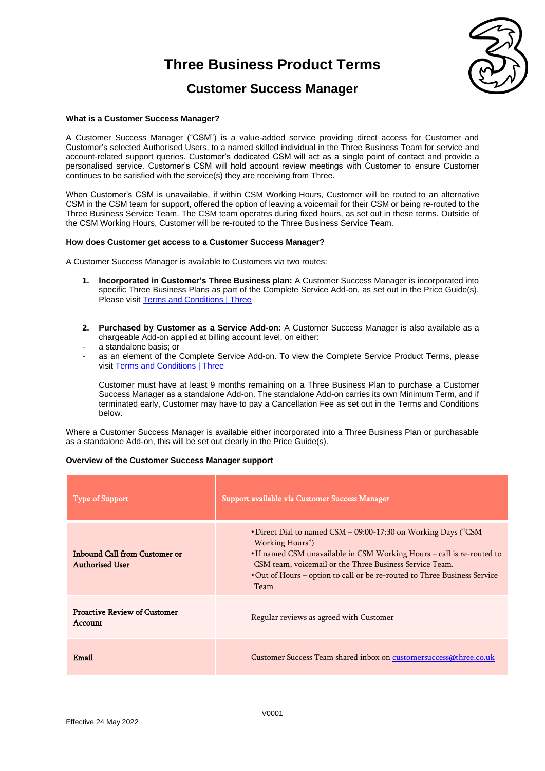# Three Business Product Terms

## Customer Success Manager

**What is a Customer Success Manager?**

A Customer Success Manager ("CSM") is a value-added service providing direct access for Customer and Customer's selected Authorised Users, to a named skilled individual in the Three Business Team for service and account-related support queries. Customer's dedicated CSM will act as a single point of contact and provide a personalised service. Customer's CSM will hold account review meetings with Customer to ensure Customer continues to be satisfied with the service(s) they are receiving from Three.

When Customer's CSM is unavailable, if within CSM Working Hours, Customer will be routed to an alternative CSM in the CSM team for support, offered the option of leaving a voicemail for their CSM or being re-routed to the Three Business Service Team. The CSM team operates during fixed hours, as set out in these terms. Outside of the CSM Working Hours, Customer will be re-routed to the Three Business Service Team.

**How does Customer get access to a Customer Success Manager?**

A Customer Success Manager is available to Customers via two routes:

1. **Incorporated in Customer's Three Business plan:** A Customer Success Manager is incorporated into specific Three Business Plans as part of the Complete Service Add-on, as set out in the Price Guide(s). Please visit [Terms and Conditions | Three]

2. **Purchased by Customer as a Service Add-on:** A Customer Success Manager is also available as a chargeable Add-on applied at billing account level, on either:
   - a standalone basis; or
   - as an element of the Complete Service Add-on. To view the Complete Service Product Terms, please visit [Terms and Conditions | Three]

   Customer must have at least 9 months remaining on a Three Business Plan to purchase a Customer Success Manager as a standalone Add-on. The standalone Add-on carries its own Minimum Term, and if terminated early, Customer may have to pay a Cancellation Fee as set out in the Terms and Conditions below.

Where a Customer Success Manager is available either incorporated into a Three Business Plan or purchasable as a standalone Add-on, this will be set out clearly in the Price Guide(s).

**Overview of the Customer Success Manager support**

| Type of Support | Support available via Customer Success Manager |
|---|---|
| Inbound Call from Customer or Authorised User | • Direct Dial to named CSM – 09:00-17:30 on Working Days ("CSM Working Hours")<br>• If named CSM unavailable in CSM Working Hours – call is re-routed to CSM team, voicemail or the Three Business Service Team.<br>• Out of Hours – option to call or be re-routed to Three Business Service Team |
| Proactive Review of Customer Account | Regular reviews as agreed with Customer |
| Email | Customer Success Team shared inbox on customersuccess@three.co.uk |

V0001

Effective 24 May 2022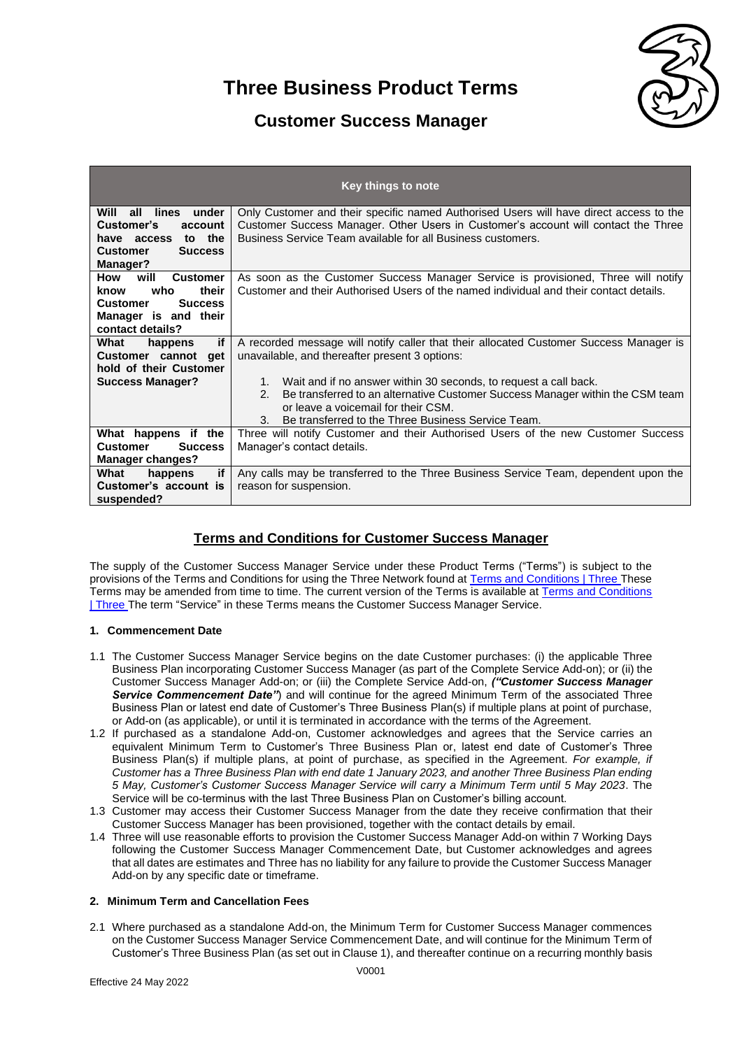# Three Business Product Terms

## Customer Success Manager

| Key things to note | |
|---|---|
| **Will all lines under Customer's account have access to the Customer Success Manager?** | Only Customer and their specific named Authorised Users will have direct access to the Customer Success Manager. Other Users in Customer's account will contact the Three Business Service Team available for all Business customers. |
| **How will Customer know who their Customer Success Manager is and their contact details?** | As soon as the Customer Success Manager Service is provisioned, Three will notify Customer and their Authorised Users of the named individual and their contact details. |
| **What happens if Customer cannot get hold of their Customer Success Manager?** | A recorded message will notify caller that their allocated Customer Success Manager is unavailable, and thereafter present 3 options: 1. Wait and if no answer within 30 seconds, to request a call back. 2. Be transferred to an alternative Customer Success Manager within the CSM team or leave a voicemail for their CSM. 3. Be transferred to the Three Business Service Team. |
| **What happens if the Customer Success Manager changes?** | Three will notify Customer and their Authorised Users of the new Customer Success Manager's contact details. |
| **What happens if Customer's account is suspended?** | Any calls may be transferred to the Three Business Service Team, dependent upon the reason for suspension. |

## Terms and Conditions for Customer Success Manager

The supply of the Customer Success Manager Service under these Product Terms ("Terms") is subject to the provisions of the Terms and Conditions for using the Three Network found at Terms and Conditions | Three These Terms may be amended from time to time. The current version of the Terms is available at Terms and Conditions | Three The term "Service" in these Terms means the Customer Success Manager Service.

### 1. Commencement Date

1.1 The Customer Success Manager Service begins on the date Customer purchases: (i) the applicable Three Business Plan incorporating Customer Success Manager (as part of the Complete Service Add-on); or (ii) the Customer Success Manager Add-on; or (iii) the Complete Service Add-on, ***("Customer Success Manager Service Commencement Date"***) and will continue for the agreed Minimum Term of the associated Three Business Plan or latest end date of Customer's Three Business Plan(s) if multiple plans at point of purchase, or Add-on (as applicable), or until it is terminated in accordance with the terms of the Agreement.

1.2 If purchased as a standalone Add-on, Customer acknowledges and agrees that the Service carries an equivalent Minimum Term to Customer's Three Business Plan or, latest end date of Customer's Three Business Plan(s) if multiple plans, at point of purchase, as specified in the Agreement. *For example, if Customer has a Three Business Plan with end date 1 January 2023, and another Three Business Plan ending 5 May, Customer's Customer Success Manager Service will carry a Minimum Term until 5 May 2023*. The Service will be co-terminus with the last Three Business Plan on Customer's billing account.

1.3 Customer may access their Customer Success Manager from the date they receive confirmation that their Customer Success Manager has been provisioned, together with the contact details by email.

1.4 Three will use reasonable efforts to provision the Customer Success Manager Add-on within 7 Working Days following the Customer Success Manager Commencement Date, but Customer acknowledges and agrees that all dates are estimates and Three has no liability for any failure to provide the Customer Success Manager Add-on by any specific date or timeframe.

### 2. Minimum Term and Cancellation Fees

2.1 Where purchased as a standalone Add-on, the Minimum Term for Customer Success Manager commences on the Customer Success Manager Service Commencement Date, and will continue for the Minimum Term of Customer's Three Business Plan (as set out in Clause 1), and thereafter continue on a recurring monthly basis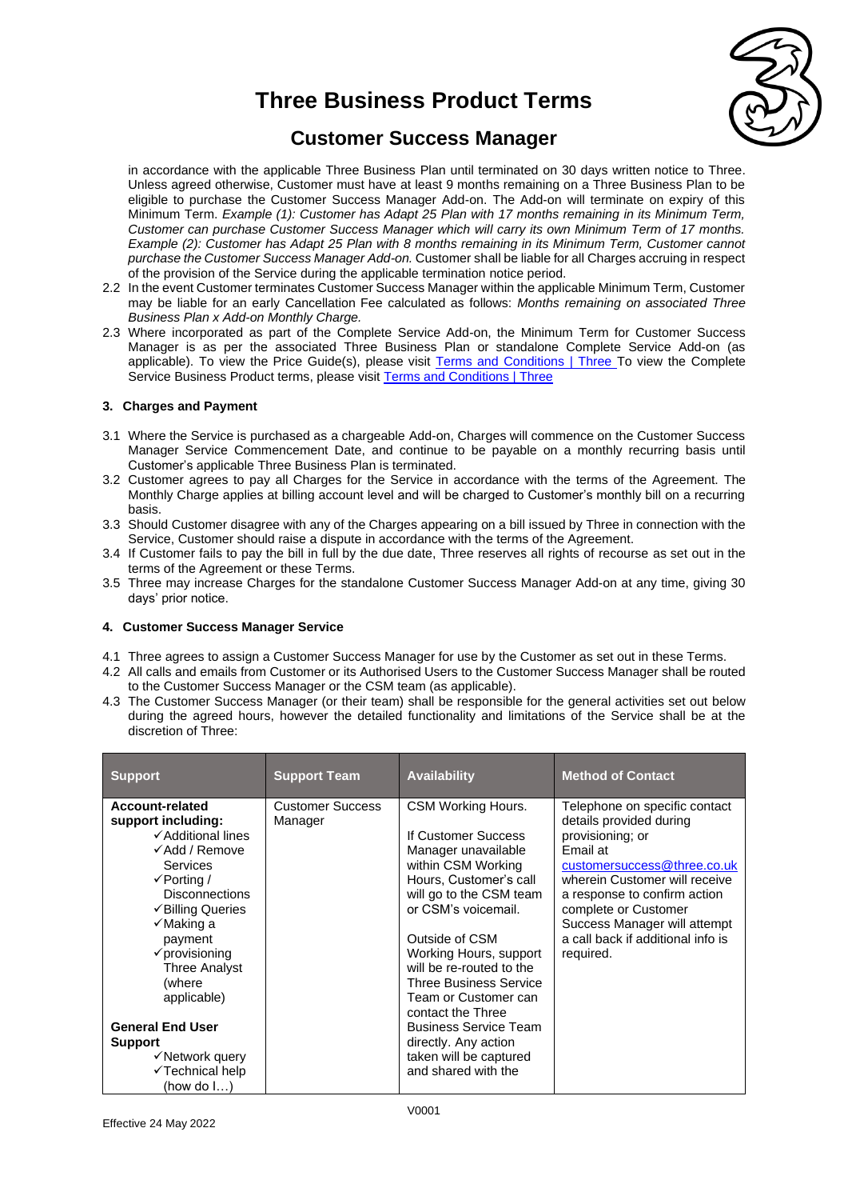in accordance with the applicable Three Business Plan until terminated on 30 days written notice to Three. Unless agreed otherwise, Customer must have at least 9 months remaining on a Three Business Plan to be eligible to purchase the Customer Success Manager Add-on. The Add-on will terminate on expiry of this Minimum Term. *Example (1): Customer has Adapt 25 Plan with 17 months remaining in its Minimum Term, Customer can purchase Customer Success Manager which will carry its own Minimum Term of 17 months. Example (2): Customer has Adapt 25 Plan with 8 months remaining in its Minimum Term, Customer cannot purchase the Customer Success Manager Add-on.* Customer shall be liable for all Charges accruing in respect of the provision of the Service during the applicable termination notice period.

2.2 In the event Customer terminates Customer Success Manager within the applicable Minimum Term, Customer may be liable for an early Cancellation Fee calculated as follows: *Months remaining on associated Three Business Plan x Add-on Monthly Charge.*

2.3 Where incorporated as part of the Complete Service Add-on, the Minimum Term for Customer Success Manager is as per the associated Three Business Plan or standalone Complete Service Add-on (as applicable). To view the Price Guide(s), please visit Terms and Conditions | Three To view the Complete Service Business Product terms, please visit Terms and Conditions | Three

### 3. Charges and Payment

3.1 Where the Service is purchased as a chargeable Add-on, Charges will commence on the Customer Success Manager Service Commencement Date, and continue to be payable on a monthly recurring basis until Customer's applicable Three Business Plan is terminated.

3.2 Customer agrees to pay all Charges for the Service in accordance with the terms of the Agreement. The Monthly Charge applies at billing account level and will be charged to Customer's monthly bill on a recurring basis.

3.3 Should Customer disagree with any of the Charges appearing on a bill issued by Three in connection with the Service, Customer should raise a dispute in accordance with the terms of the Agreement.

3.4 If Customer fails to pay the bill in full by the due date, Three reserves all rights of recourse as set out in the terms of the Agreement or these Terms.

3.5 Three may increase Charges for the standalone Customer Success Manager Add-on at any time, giving 30 days' prior notice.

### 4. Customer Success Manager Service

4.1 Three agrees to assign a Customer Success Manager for use by the Customer as set out in these Terms.

4.2 All calls and emails from Customer or its Authorised Users to the Customer Success Manager shall be routed to the Customer Success Manager or the CSM team (as applicable).

4.3 The Customer Success Manager (or their team) shall be responsible for the general activities set out below during the agreed hours, however the detailed functionality and limitations of the Service shall be at the discretion of Three:

| Support | Support Team | Availability | Method of Contact |
|---|---|---|---|
| **Account-related support including:**<br>✓Additional lines<br>✓Add / Remove Services<br>✓Porting / Disconnections<br>✓Billing Queries<br>✓Making a payment<br>✓provisioning Three Analyst (where applicable)<br><br>**General End User Support**<br>✓Network query<br>✓Technical help (how do I…) | Customer Success Manager | CSM Working Hours.<br><br>If Customer Success Manager unavailable within CSM Working Hours, Customer's call will go to the CSM team or CSM's voicemail.<br><br>Outside of CSM Working Hours, support will be re-routed to the Three Business Service Team or Customer can contact the Three Business Service Team directly. Any action taken will be captured and shared with the | Telephone on specific contact details provided during provisioning; or<br>Email at customersuccess@three.co.uk wherein Customer will receive a response to confirm action complete or Customer Success Manager will attempt a call back if additional info is required. |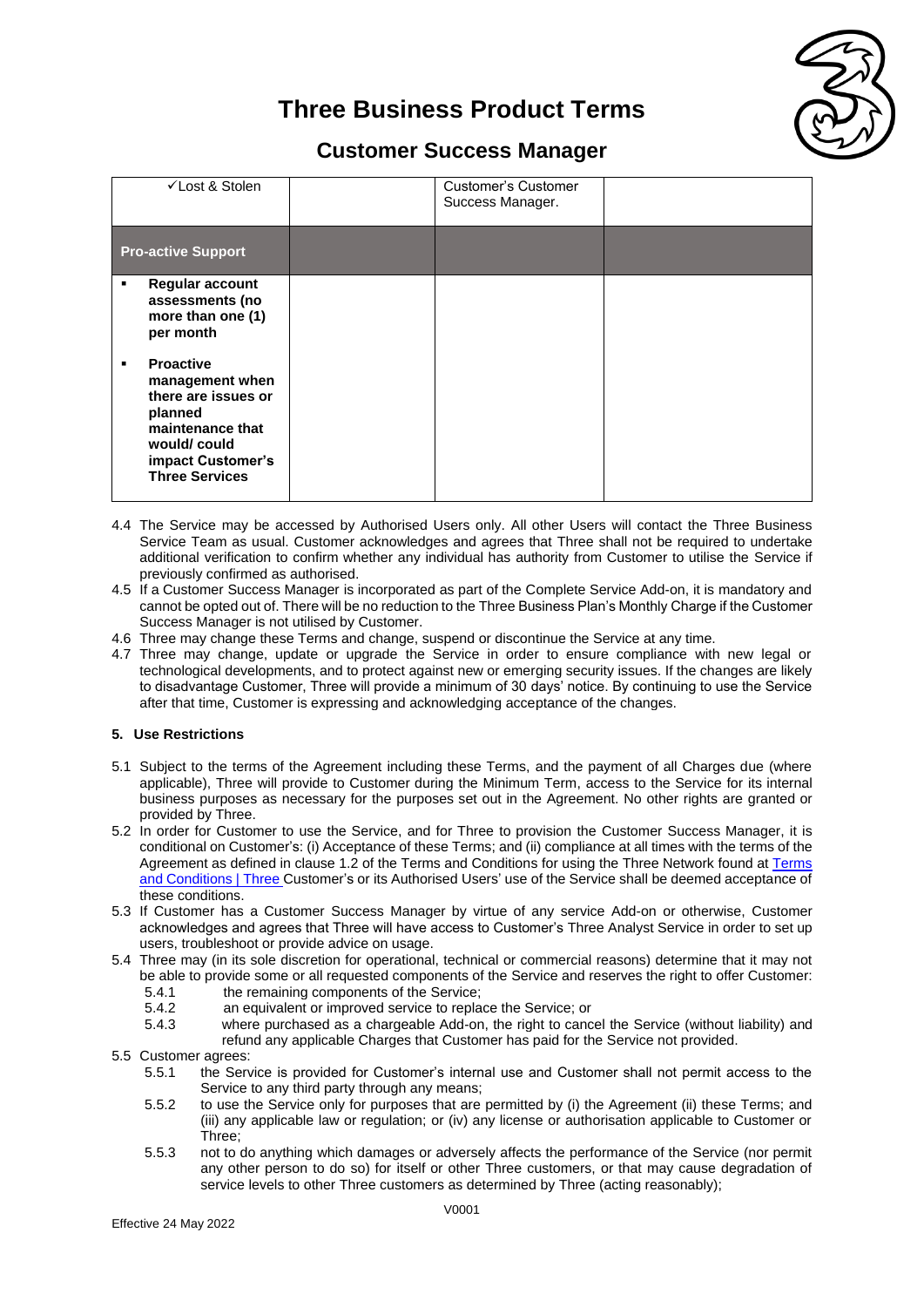| ✓Lost & Stolen | | Customer's Customer Success Manager. | |
|---|---|---|---|
| **Pro-active Support** | | | |
| ▪ **Regular account assessments (no more than one (1) per month**<br><br>▪ **Proactive management when there are issues or planned maintenance that would/ could impact Customer's Three Services** | | | |

4.4 The Service may be accessed by Authorised Users only. All other Users will contact the Three Business Service Team as usual. Customer acknowledges and agrees that Three shall not be required to undertake additional verification to confirm whether any individual has authority from Customer to utilise the Service if previously confirmed as authorised.

4.5 If a Customer Success Manager is incorporated as part of the Complete Service Add-on, it is mandatory and cannot be opted out of. There will be no reduction to the Three Business Plan's Monthly Charge if the Customer Success Manager is not utilised by Customer.

4.6 Three may change these Terms and change, suspend or discontinue the Service at any time.

4.7 Three may change, update or upgrade the Service in order to ensure compliance with new legal or technological developments, and to protect against new or emerging security issues. If the changes are likely to disadvantage Customer, Three will provide a minimum of 30 days' notice. By continuing to use the Service after that time, Customer is expressing and acknowledging acceptance of the changes.

**5. Use Restrictions**

5.1 Subject to the terms of the Agreement including these Terms, and the payment of all Charges due (where applicable), Three will provide to Customer during the Minimum Term, access to the Service for its internal business purposes as necessary for the purposes set out in the Agreement. No other rights are granted or provided by Three.

5.2 In order for Customer to use the Service, and for Three to provision the Customer Success Manager, it is conditional on Customer's: (i) Acceptance of these Terms; and (ii) compliance at all times with the terms of the Agreement as defined in clause 1.2 of the Terms and Conditions for using the Three Network found at [Terms and Conditions | Three]() Customer's or its Authorised Users' use of the Service shall be deemed acceptance of these conditions.

5.3 If Customer has a Customer Success Manager by virtue of any service Add-on or otherwise, Customer acknowledges and agrees that Three will have access to Customer's Three Analyst Service in order to set up users, troubleshoot or provide advice on usage.

5.4 Three may (in its sole discretion for operational, technical or commercial reasons) determine that it may not be able to provide some or all requested components of the Service and reserves the right to offer Customer:

5.4.1 the remaining components of the Service;

5.4.2 an equivalent or improved service to replace the Service; or

5.4.3 where purchased as a chargeable Add-on, the right to cancel the Service (without liability) and refund any applicable Charges that Customer has paid for the Service not provided.

5.5 Customer agrees:

5.5.1 the Service is provided for Customer's internal use and Customer shall not permit access to the Service to any third party through any means;

5.5.2 to use the Service only for purposes that are permitted by (i) the Agreement (ii) these Terms; and (iii) any applicable law or regulation; or (iv) any license or authorisation applicable to Customer or Three;

5.5.3 not to do anything which damages or adversely affects the performance of the Service (nor permit any other person to do so) for itself or other Three customers, or that may cause degradation of service levels to other Three customers as determined by Three (acting reasonably);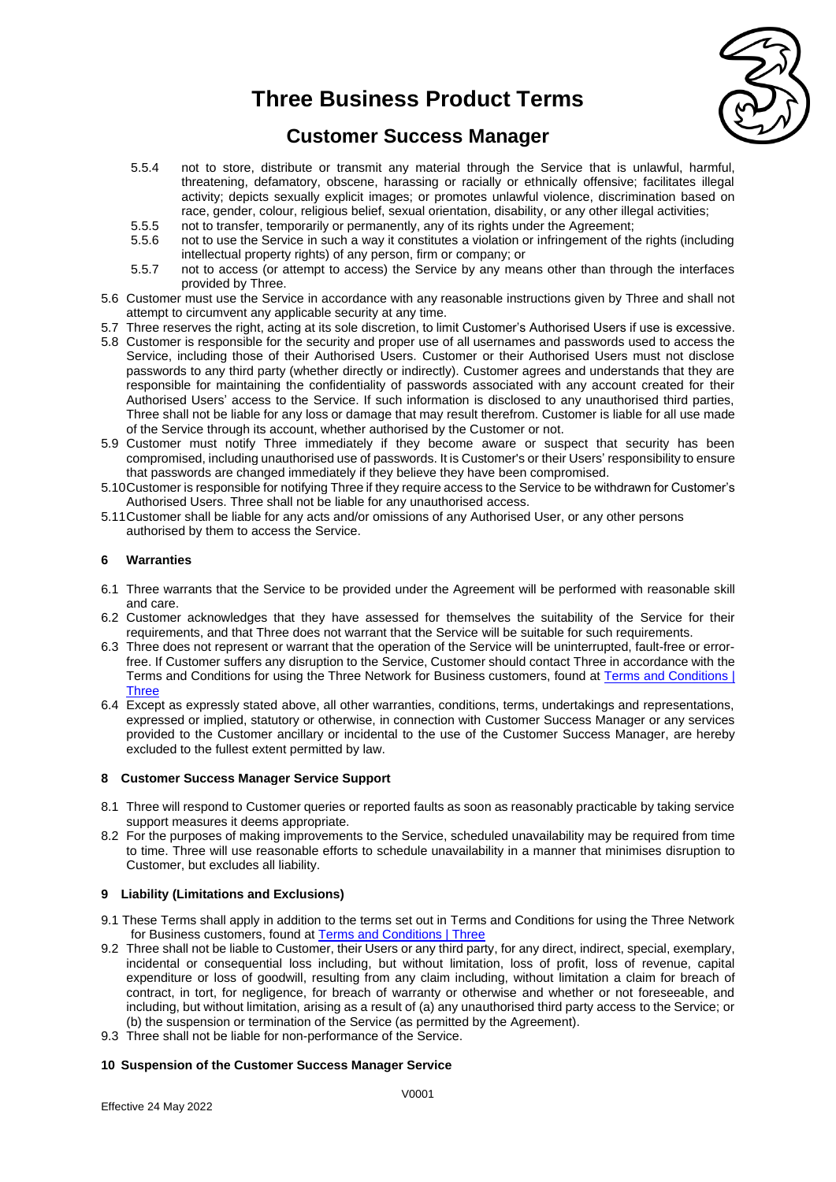5.5.4 not to store, distribute or transmit any material through the Service that is unlawful, harmful, threatening, defamatory, obscene, harassing or racially or ethnically offensive; facilitates illegal activity; depicts sexually explicit images; or promotes unlawful violence, discrimination based on race, gender, colour, religious belief, sexual orientation, disability, or any other illegal activities;

5.5.5 not to transfer, temporarily or permanently, any of its rights under the Agreement;

5.5.6 not to use the Service in such a way it constitutes a violation or infringement of the rights (including intellectual property rights) of any person, firm or company; or

5.5.7 not to access (or attempt to access) the Service by any means other than through the interfaces provided by Three.

5.6 Customer must use the Service in accordance with any reasonable instructions given by Three and shall not attempt to circumvent any applicable security at any time.

5.7 Three reserves the right, acting at its sole discretion, to limit Customer's Authorised Users if use is excessive.

5.8 Customer is responsible for the security and proper use of all usernames and passwords used to access the Service, including those of their Authorised Users. Customer or their Authorised Users must not disclose passwords to any third party (whether directly or indirectly). Customer agrees and understands that they are responsible for maintaining the confidentiality of passwords associated with any account created for their Authorised Users' access to the Service. If such information is disclosed to any unauthorised third parties, Three shall not be liable for any loss or damage that may result therefrom. Customer is liable for all use made of the Service through its account, whether authorised by the Customer or not.

5.9 Customer must notify Three immediately if they become aware or suspect that security has been compromised, including unauthorised use of passwords. It is Customer's or their Users' responsibility to ensure that passwords are changed immediately if they believe they have been compromised.

5.10 Customer is responsible for notifying Three if they require access to the Service to be withdrawn for Customer's Authorised Users. Three shall not be liable for any unauthorised access.

5.11 Customer shall be liable for any acts and/or omissions of any Authorised User, or any other persons authorised by them to access the Service.

## 6 Warranties

6.1 Three warrants that the Service to be provided under the Agreement will be performed with reasonable skill and care.

6.2 Customer acknowledges that they have assessed for themselves the suitability of the Service for their requirements, and that Three does not warrant that the Service will be suitable for such requirements.

6.3 Three does not represent or warrant that the operation of the Service will be uninterrupted, fault-free or error-free. If Customer suffers any disruption to the Service, Customer should contact Three in accordance with the Terms and Conditions for using the Three Network for Business customers, found at [Terms and Conditions | Three]

6.4 Except as expressly stated above, all other warranties, conditions, terms, undertakings and representations, expressed or implied, statutory or otherwise, in connection with Customer Success Manager or any services provided to the Customer ancillary or incidental to the use of the Customer Success Manager, are hereby excluded to the fullest extent permitted by law.

## 8 Customer Success Manager Service Support

8.1 Three will respond to Customer queries or reported faults as soon as reasonably practicable by taking service support measures it deems appropriate.

8.2 For the purposes of making improvements to the Service, scheduled unavailability may be required from time to time. Three will use reasonable efforts to schedule unavailability in a manner that minimises disruption to Customer, but excludes all liability.

## 9 Liability (Limitations and Exclusions)

9.1 These Terms shall apply in addition to the terms set out in Terms and Conditions for using the Three Network for Business customers, found at [Terms and Conditions | Three]

9.2 Three shall not be liable to Customer, their Users or any third party, for any direct, indirect, special, exemplary, incidental or consequential loss including, but without limitation, loss of profit, loss of revenue, capital expenditure or loss of goodwill, resulting from any claim including, without limitation a claim for breach of contract, in tort, for negligence, for breach of warranty or otherwise and whether or not foreseeable, and including, but without limitation, arising as a result of (a) any unauthorised third party access to the Service; or (b) the suspension or termination of the Service (as permitted by the Agreement).

9.3 Three shall not be liable for non-performance of the Service.

## 10 Suspension of the Customer Success Manager Service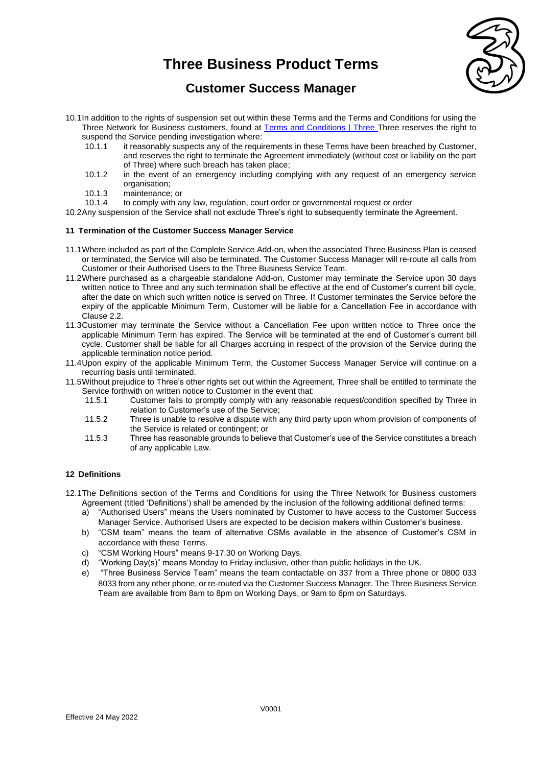10.1 In addition to the rights of suspension set out within these Terms and the Terms and Conditions for using the Three Network for Business customers, found at [Terms and Conditions | Three](Terms and Conditions | Three) Three reserves the right to suspend the Service pending investigation where:

10.1.1 it reasonably suspects any of the requirements in these Terms have been breached by Customer, and reserves the right to terminate the Agreement immediately (without cost or liability on the part of Three) where such breach has taken place;

10.1.2 in the event of an emergency including complying with any request of an emergency service organisation;

10.1.3 maintenance; or

10.1.4 to comply with any law, regulation, court order or governmental request or order

10.2 Any suspension of the Service shall not exclude Three's right to subsequently terminate the Agreement.

**11 Termination of the Customer Success Manager Service**

11.1 Where included as part of the Complete Service Add-on, when the associated Three Business Plan is ceased or terminated, the Service will also be terminated. The Customer Success Manager will re-route all calls from Customer or their Authorised Users to the Three Business Service Team.

11.2 Where purchased as a chargeable standalone Add-on, Customer may terminate the Service upon 30 days written notice to Three and any such termination shall be effective at the end of Customer's current bill cycle, after the date on which such written notice is served on Three. If Customer terminates the Service before the expiry of the applicable Minimum Term, Customer will be liable for a Cancellation Fee in accordance with Clause 2.2.

11.3 Customer may terminate the Service without a Cancellation Fee upon written notice to Three once the applicable Minimum Term has expired. The Service will be terminated at the end of Customer's current bill cycle. Customer shall be liable for all Charges accruing in respect of the provision of the Service during the applicable termination notice period.

11.4 Upon expiry of the applicable Minimum Term, the Customer Success Manager Service will continue on a recurring basis until terminated.

11.5 Without prejudice to Three's other rights set out within the Agreement, Three shall be entitled to terminate the Service forthwith on written notice to Customer in the event that:

11.5.1 Customer fails to promptly comply with any reasonable request/condition specified by Three in relation to Customer's use of the Service;

11.5.2 Three is unable to resolve a dispute with any third party upon whom provision of components of the Service is related or contingent; or

11.5.3 Three has reasonable grounds to believe that Customer's use of the Service constitutes a breach of any applicable Law.

**12 Definitions**

12.1 The Definitions section of the Terms and Conditions for using the Three Network for Business customers Agreement (titled 'Definitions') shall be amended by the inclusion of the following additional defined terms:

a) "Authorised Users" means the Users nominated by Customer to have access to the Customer Success Manager Service. Authorised Users are expected to be decision makers within Customer's business.

b) "CSM team" means the team of alternative CSMs available in the absence of Customer's CSM in accordance with these Terms.

c) "CSM Working Hours" means 9-17.30 on Working Days.

d) "Working Day(s)" means Monday to Friday inclusive, other than public holidays in the UK.

e) "Three Business Service Team" means the team contactable on 337 from a Three phone or 0800 033 8033 from any other phone, or re-routed via the Customer Success Manager. The Three Business Service Team are available from 8am to 8pm on Working Days, or 9am to 6pm on Saturdays.

V0001

Effective 24 May 2022